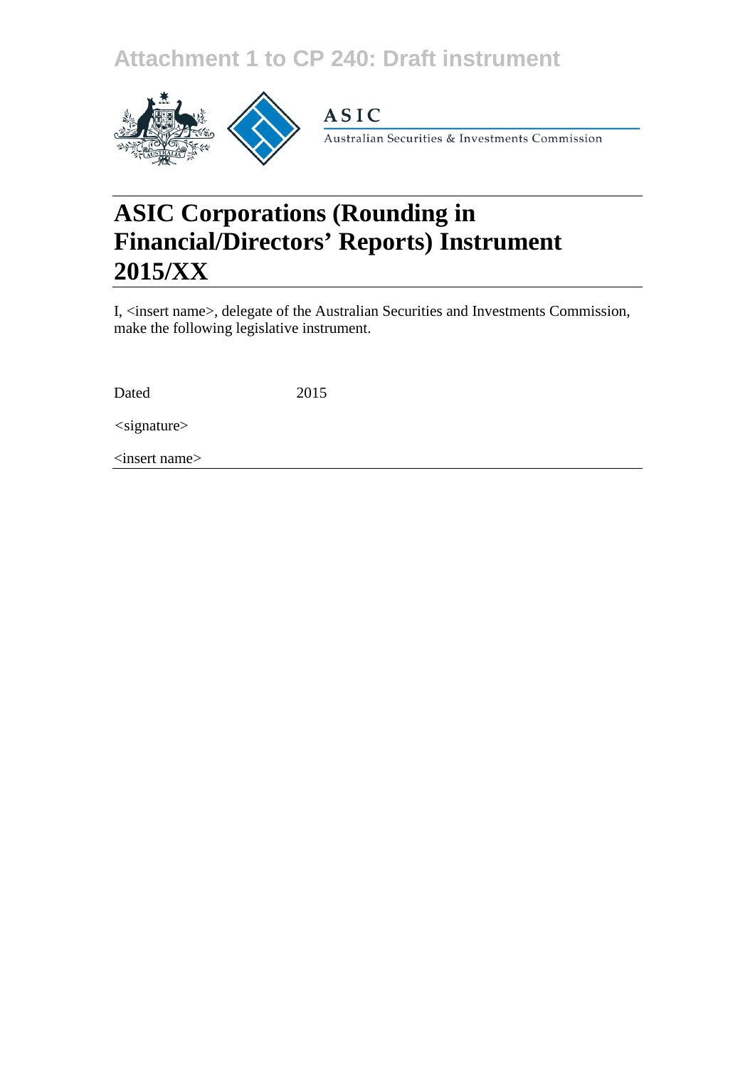Attachment 1 to CP 240: Draft instrument

ASIC

Australian Securities & Investments Commission

# ASIC Corporations (Rounding in Financial/Directors' Reports) Instrument 2015/XX

I, <insert name>, delegate of the Australian Securities and Investments Commission, make the following legislative instrument.

Dated 2015

<signature>

<insert name>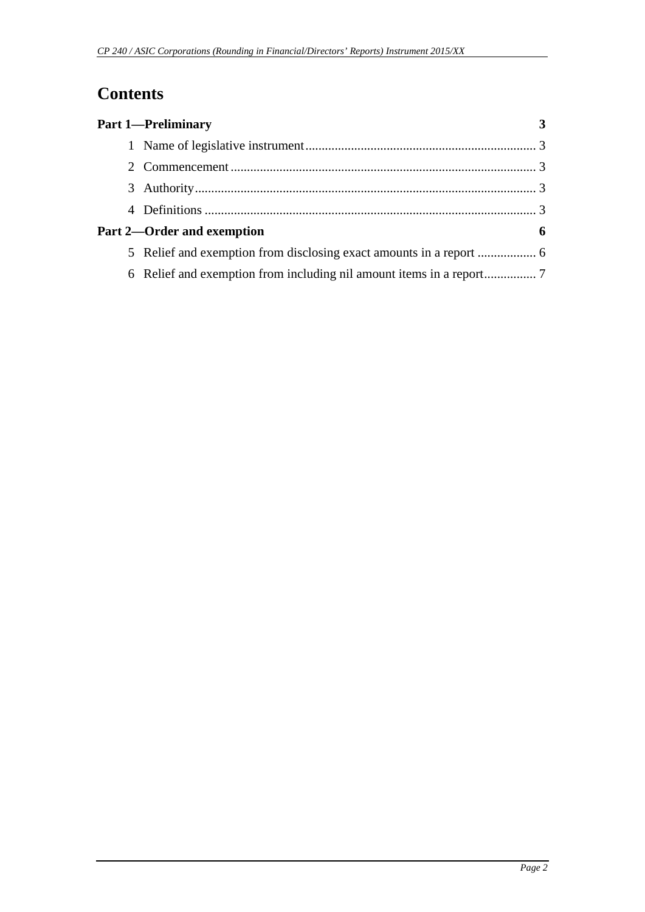# Contents

**Part 1—Preliminary** **3**

1 Name of legislative instrument ........................................................................ 3

2 Commencement ................................................................................................ 3

3 Authority ........................................................................................................... 3

4 Definitions ........................................................................................................ 3

**Part 2—Order and exemption** **6**

5 Relief and exemption from disclosing exact amounts in a report .................. 6

6 Relief and exemption from including nil amount items in a report ................ 7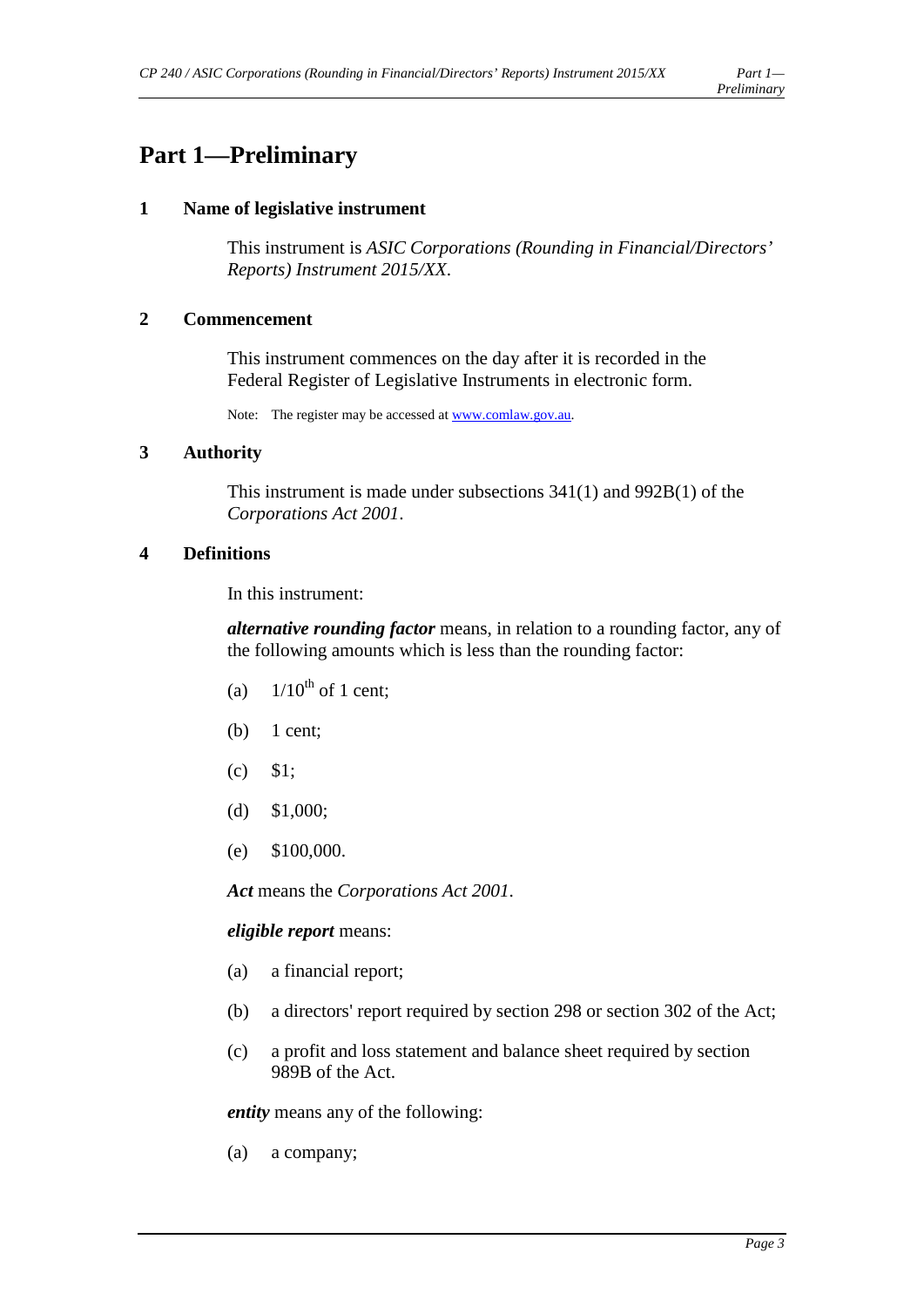# Part 1—Preliminary

## 1 Name of legislative instrument

This instrument is *ASIC Corporations (Rounding in Financial/Directors' Reports) Instrument 2015/XX*.

## 2 Commencement

This instrument commences on the day after it is recorded in the Federal Register of Legislative Instruments in electronic form.

Note: The register may be accessed at www.comlaw.gov.au.

## 3 Authority

This instrument is made under subsections 341(1) and 992B(1) of the *Corporations Act 2001*.

## 4 Definitions

In this instrument:

***alternative rounding factor*** means, in relation to a rounding factor, any of the following amounts which is less than the rounding factor:

(a) 1/10th of 1 cent;

(b) 1 cent;

(c) $1;

(d) $1,000;

(e) $100,000.

***Act*** means the *Corporations Act 2001*.

***eligible report*** means:

(a) a financial report;

(b) a directors' report required by section 298 or section 302 of the Act;

(c) a profit and loss statement and balance sheet required by section 989B of the Act.

***entity*** means any of the following:

(a) a company;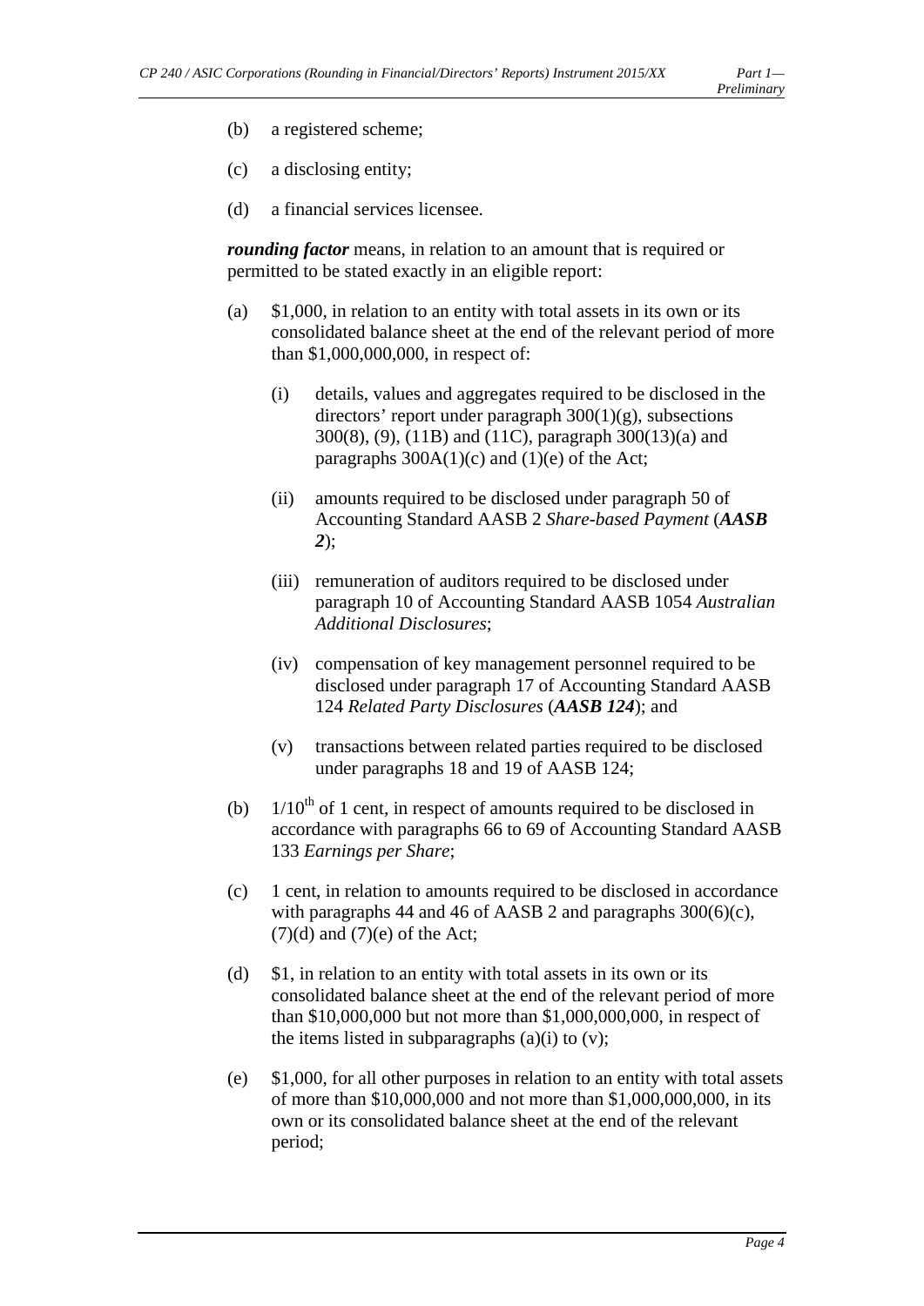(b) a registered scheme;

(c) a disclosing entity;

(d) a financial services licensee.

***rounding factor*** means, in relation to an amount that is required or permitted to be stated exactly in an eligible report:

(a) $1,000, in relation to an entity with total assets in its own or its consolidated balance sheet at the end of the relevant period of more than $1,000,000,000, in respect of:

   (i) details, values and aggregates required to be disclosed in the directors' report under paragraph 300(1)(g), subsections 300(8), (9), (11B) and (11C), paragraph 300(13)(a) and paragraphs 300A(1)(c) and (1)(e) of the Act;

   (ii) amounts required to be disclosed under paragraph 50 of Accounting Standard AASB 2 *Share-based Payment* (***AASB 2***);

   (iii) remuneration of auditors required to be disclosed under paragraph 10 of Accounting Standard AASB 1054 *Australian Additional Disclosures*;

   (iv) compensation of key management personnel required to be disclosed under paragraph 17 of Accounting Standard AASB 124 *Related Party Disclosures* (***AASB 124***); and

   (v) transactions between related parties required to be disclosed under paragraphs 18 and 19 of AASB 124;

(b) $1/10^{th}$ of 1 cent, in respect of amounts required to be disclosed in accordance with paragraphs 66 to 69 of Accounting Standard AASB 133 *Earnings per Share*;

(c) 1 cent, in relation to amounts required to be disclosed in accordance with paragraphs 44 and 46 of AASB 2 and paragraphs 300(6)(c), (7)(d) and (7)(e) of the Act;

(d) $1, in relation to an entity with total assets in its own or its consolidated balance sheet at the end of the relevant period of more than $10,000,000 but not more than $1,000,000,000, in respect of the items listed in subparagraphs (a)(i) to (v);

(e) $1,000, for all other purposes in relation to an entity with total assets of more than $10,000,000 and not more than $1,000,000,000, in its own or its consolidated balance sheet at the end of the relevant period;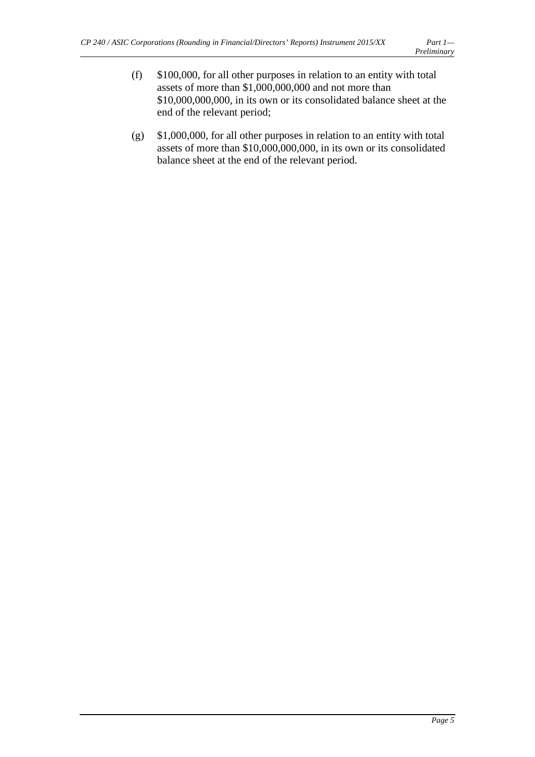(f) $100,000, for all other purposes in relation to an entity with total assets of more than $1,000,000,000 and not more than $10,000,000,000, in its own or its consolidated balance sheet at the end of the relevant period;

(g) $1,000,000, for all other purposes in relation to an entity with total assets of more than $10,000,000,000, in its own or its consolidated balance sheet at the end of the relevant period.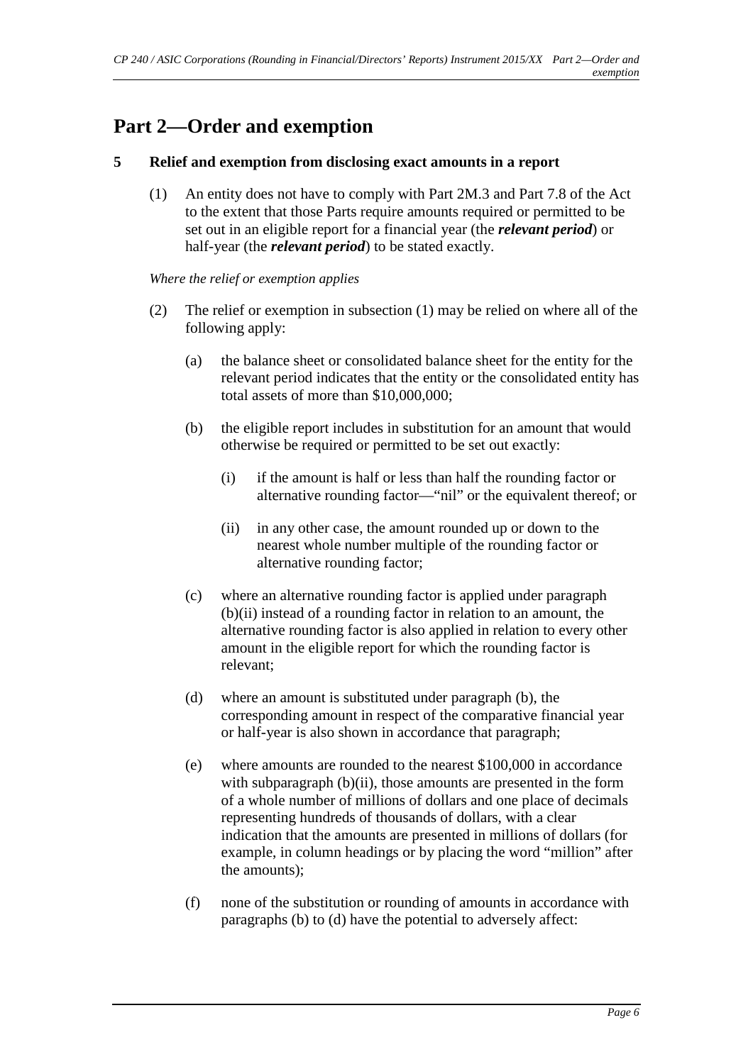# Part 2—Order and exemption

## 5 Relief and exemption from disclosing exact amounts in a report

(1) An entity does not have to comply with Part 2M.3 and Part 7.8 of the Act to the extent that those Parts require amounts required or permitted to be set out in an eligible report for a financial year (the ***relevant period***) or half-year (the ***relevant period***) to be stated exactly.

*Where the relief or exemption applies*

(2) The relief or exemption in subsection (1) may be relied on where all of the following apply:

(a) the balance sheet or consolidated balance sheet for the entity for the relevant period indicates that the entity or the consolidated entity has total assets of more than $10,000,000;

(b) the eligible report includes in substitution for an amount that would otherwise be required or permitted to be set out exactly:

(i) if the amount is half or less than half the rounding factor or alternative rounding factor—"nil" or the equivalent thereof; or

(ii) in any other case, the amount rounded up or down to the nearest whole number multiple of the rounding factor or alternative rounding factor;

(c) where an alternative rounding factor is applied under paragraph (b)(ii) instead of a rounding factor in relation to an amount, the alternative rounding factor is also applied in relation to every other amount in the eligible report for which the rounding factor is relevant;

(d) where an amount is substituted under paragraph (b), the corresponding amount in respect of the comparative financial year or half-year is also shown in accordance that paragraph;

(e) where amounts are rounded to the nearest $100,000 in accordance with subparagraph (b)(ii), those amounts are presented in the form of a whole number of millions of dollars and one place of decimals representing hundreds of thousands of dollars, with a clear indication that the amounts are presented in millions of dollars (for example, in column headings or by placing the word "million" after the amounts);

(f) none of the substitution or rounding of amounts in accordance with paragraphs (b) to (d) have the potential to adversely affect: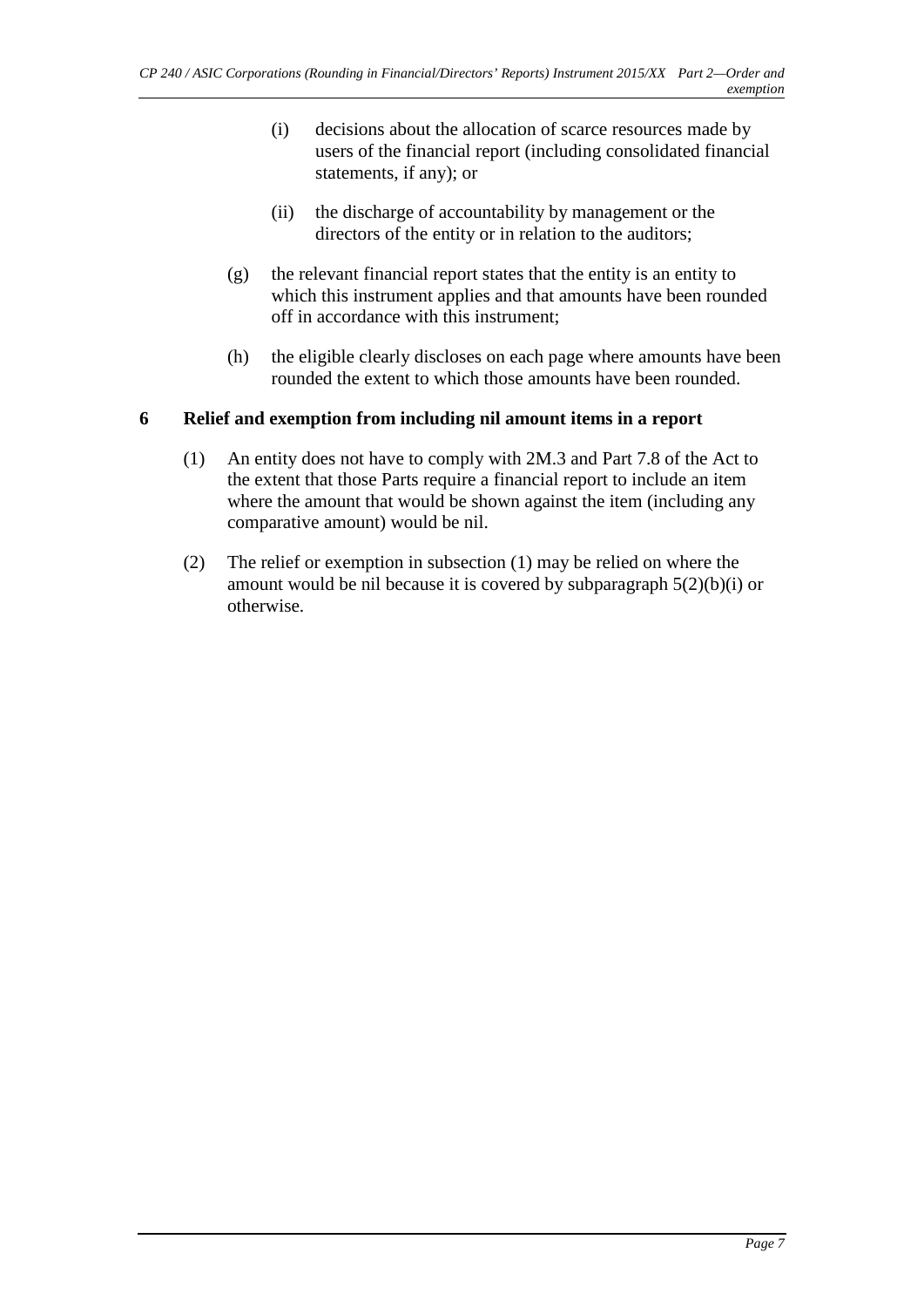(i) decisions about the allocation of scarce resources made by users of the financial report (including consolidated financial statements, if any); or

(ii) the discharge of accountability by management or the directors of the entity or in relation to the auditors;

(g) the relevant financial report states that the entity is an entity to which this instrument applies and that amounts have been rounded off in accordance with this instrument;

(h) the eligible clearly discloses on each page where amounts have been rounded the extent to which those amounts have been rounded.

### 6 Relief and exemption from including nil amount items in a report

(1) An entity does not have to comply with 2M.3 and Part 7.8 of the Act to the extent that those Parts require a financial report to include an item where the amount that would be shown against the item (including any comparative amount) would be nil.

(2) The relief or exemption in subsection (1) may be relied on where the amount would be nil because it is covered by subparagraph 5(2)(b)(i) or otherwise.